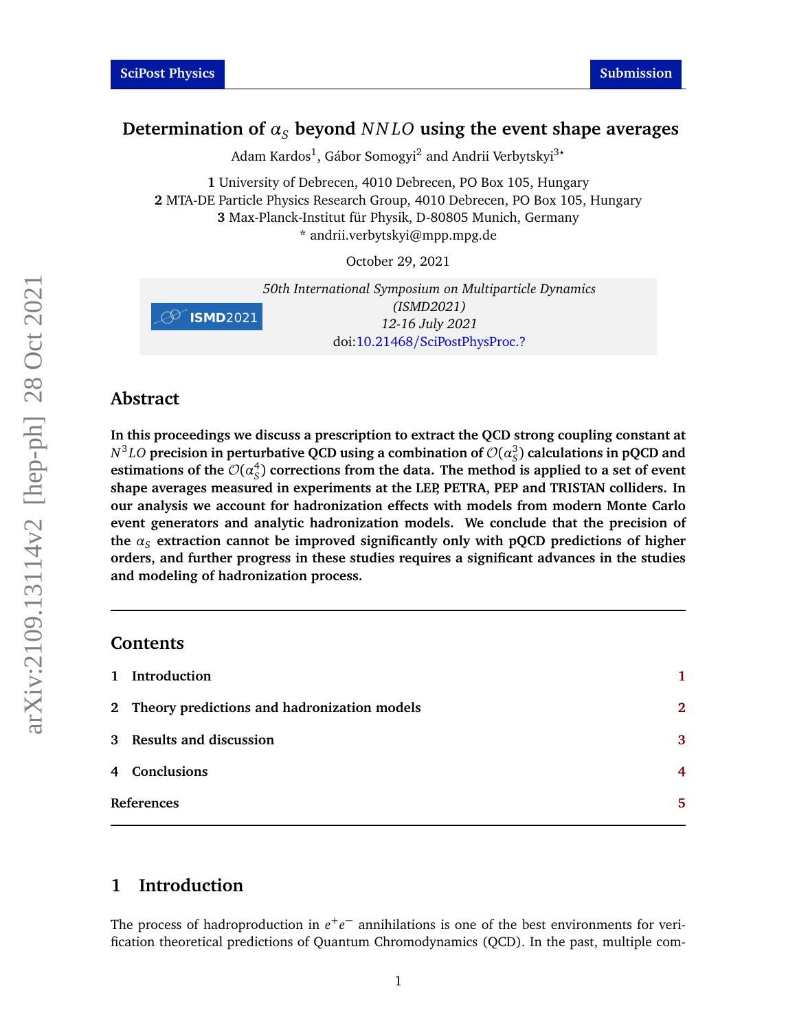# Determination of $\alpha_S$ beyond $NNLO$ using the event shape averages

Adam Kardos[1], Gábor Somogyi[2] and Andrii Verbytskyi[3*]

**1** University of Debrecen, 4010 Debrecen, PO Box 105, Hungary
**2** MTA-DE Particle Physics Research Group, 4010 Debrecen, PO Box 105, Hungary
**3** Max-Planck-Institut für Physik, D-80805 Munich, Germany
* andrii.verbytskyi@mpp.mpg.de

October 29, 2021

*50th International Symposium on Multiparticle Dynamics (ISMD2021)*
*12-16 July 2021*
doi:10.21468/SciPostPhysProc.?

## Abstract

**In this proceedings we discuss a prescription to extract the QCD strong coupling constant at $N^3LO$ precision in perturbative QCD using a combination of $\mathcal{O}(\alpha_S^3)$ calculations in pQCD and estimations of the $\mathcal{O}(\alpha_S^4)$ corrections from the data. The method is applied to a set of event shape averages measured in experiments at the LEP, PETRA, PEP and TRISTAN colliders. In our analysis we account for hadronization effects with models from modern Monte Carlo event generators and analytic hadronization models. We conclude that the precision of the $\alpha_S$ extraction cannot be improved significantly only with pQCD predictions of higher orders, and further progress in these studies requires a significant advances in the studies and modeling of hadronization process.**

---

## Contents

1 Introduction — 1
2 Theory predictions and hadronization models — 2
3 Results and discussion — 3
4 Conclusions — 4
References — 5

---

## 1 Introduction

The process of hadroproduction in $e^+e^-$ annihilations is one of the best environments for verification theoretical predictions of Quantum Chromodynamics (QCD). In the past, multiple com-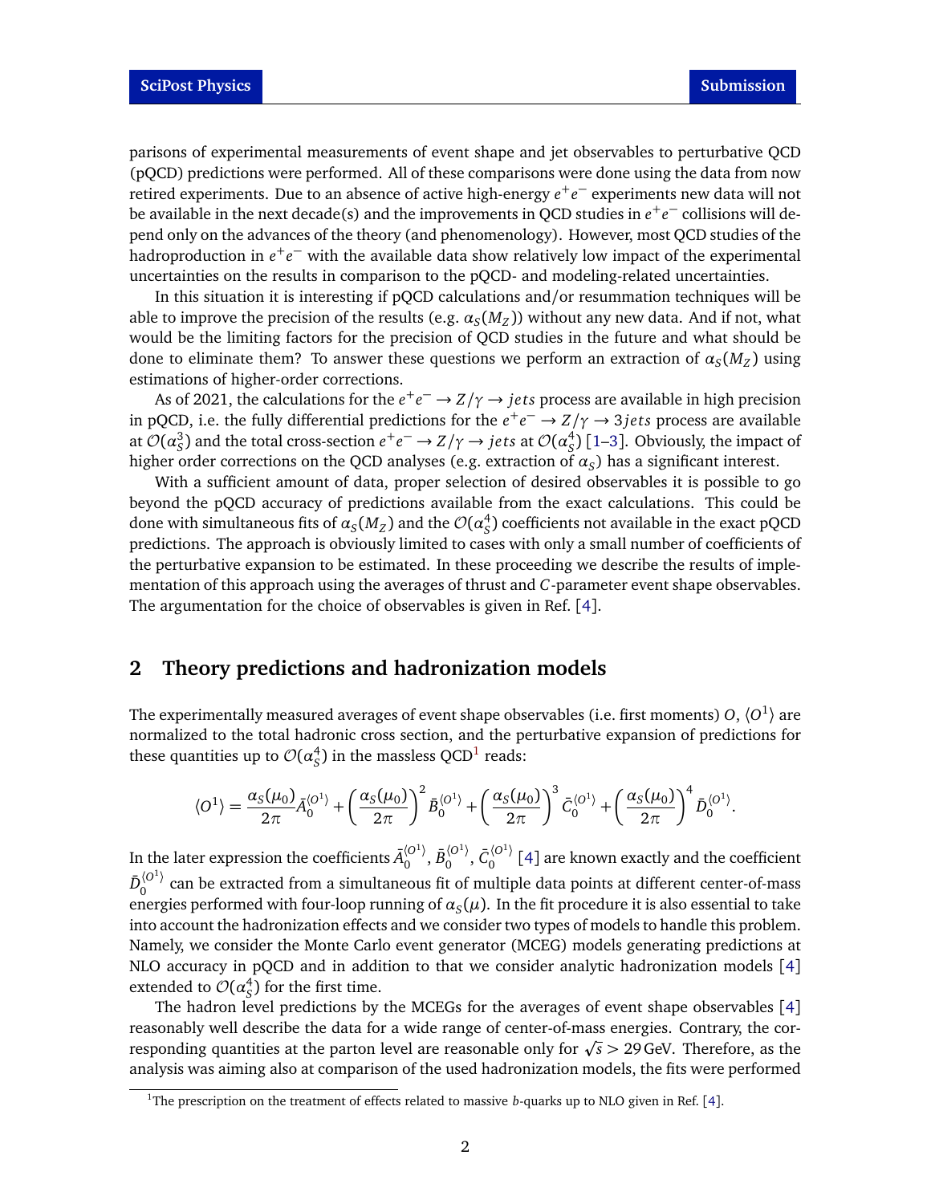parisons of experimental measurements of event shape and jet observables to perturbative QCD (pQCD) predictions were performed. All of these comparisons were done using the data from now retired experiments. Due to an absence of active high-energy $e^+e^-$ experiments new data will not be available in the next decade(s) and the improvements in QCD studies in $e^+e^-$ collisions will depend only on the advances of the theory (and phenomenology). However, most QCD studies of the hadroproduction in $e^+e^-$ with the available data show relatively low impact of the experimental uncertainties on the results in comparison to the pQCD- and modeling-related uncertainties.

In this situation it is interesting if pQCD calculations and/or resummation techniques will be able to improve the precision of the results (e.g. $\alpha_S(M_Z)$) without any new data. And if not, what would be the limiting factors for the precision of QCD studies in the future and what should be done to eliminate them? To answer these questions we perform an extraction of $\alpha_S(M_Z)$ using estimations of higher-order corrections.

As of 2021, the calculations for the $e^+e^- \to Z/\gamma \to jets$ process are available in high precision in pQCD, i.e. the fully differential predictions for the $e^+e^- \to Z/\gamma \to 3jets$ process are available at $\mathcal{O}(\alpha_S^3)$ and the total cross-section $e^+e^- \to Z/\gamma \to jets$ at $\mathcal{O}(\alpha_S^4)$ [1–3]. Obviously, the impact of higher order corrections on the QCD analyses (e.g. extraction of $\alpha_S$) has a significant interest.

With a sufficient amount of data, proper selection of desired observables it is possible to go beyond the pQCD accuracy of predictions available from the exact calculations. This could be done with simultaneous fits of $\alpha_S(M_Z)$ and the $\mathcal{O}(\alpha_S^4)$ coefficients not available in the exact pQCD predictions. The approach is obviously limited to cases with only a small number of coefficients of the perturbative expansion to be estimated. In these proceeding we describe the results of implementation of this approach using the averages of thrust and $C$-parameter event shape observables. The argumentation for the choice of observables is given in Ref. [4].

## 2 Theory predictions and hadronization models

The experimentally measured averages of event shape observables (i.e. first moments) $O$, $\langle O^1 \rangle$ are normalized to the total hadronic cross section, and the perturbative expansion of predictions for these quantities up to $\mathcal{O}(\alpha_S^4)$ in the massless QCD[1] reads:

$$\langle O^1 \rangle = \frac{\alpha_S(\mu_0)}{2\pi}\bar{A}_0^{\langle O^1 \rangle} + \left(\frac{\alpha_S(\mu_0)}{2\pi}\right)^2 \bar{B}_0^{\langle O^1 \rangle} + \left(\frac{\alpha_S(\mu_0)}{2\pi}\right)^3 \bar{C}_0^{\langle O^1 \rangle} + \left(\frac{\alpha_S(\mu_0)}{2\pi}\right)^4 \bar{D}_0^{\langle O^1 \rangle}.$$

In the later expression the coefficients $\bar{A}_0^{\langle O^1 \rangle}$, $\bar{B}_0^{\langle O^1 \rangle}$, $\bar{C}_0^{\langle O^1 \rangle}$ [4] are known exactly and the coefficient $\bar{D}_0^{\langle O^1 \rangle}$ can be extracted from a simultaneous fit of multiple data points at different center-of-mass energies performed with four-loop running of $\alpha_S(\mu)$. In the fit procedure it is also essential to take into account the hadronization effects and we consider two types of models to handle this problem. Namely, we consider the Monte Carlo event generator (MCEG) models generating predictions at NLO accuracy in pQCD and in addition to that we consider analytic hadronization models [4] extended to $\mathcal{O}(\alpha_S^4)$ for the first time.

The hadron level predictions by the MCEGs for the averages of event shape observables [4] reasonably well describe the data for a wide range of center-of-mass energies. Contrary, the corresponding quantities at the parton level are reasonable only for $\sqrt{s} > 29\,\text{GeV}$. Therefore, as the analysis was aiming also at comparison of the used hadronization models, the fits were performed

[1] The prescription on the treatment of effects related to massive $b$-quarks up to NLO given in Ref. [4].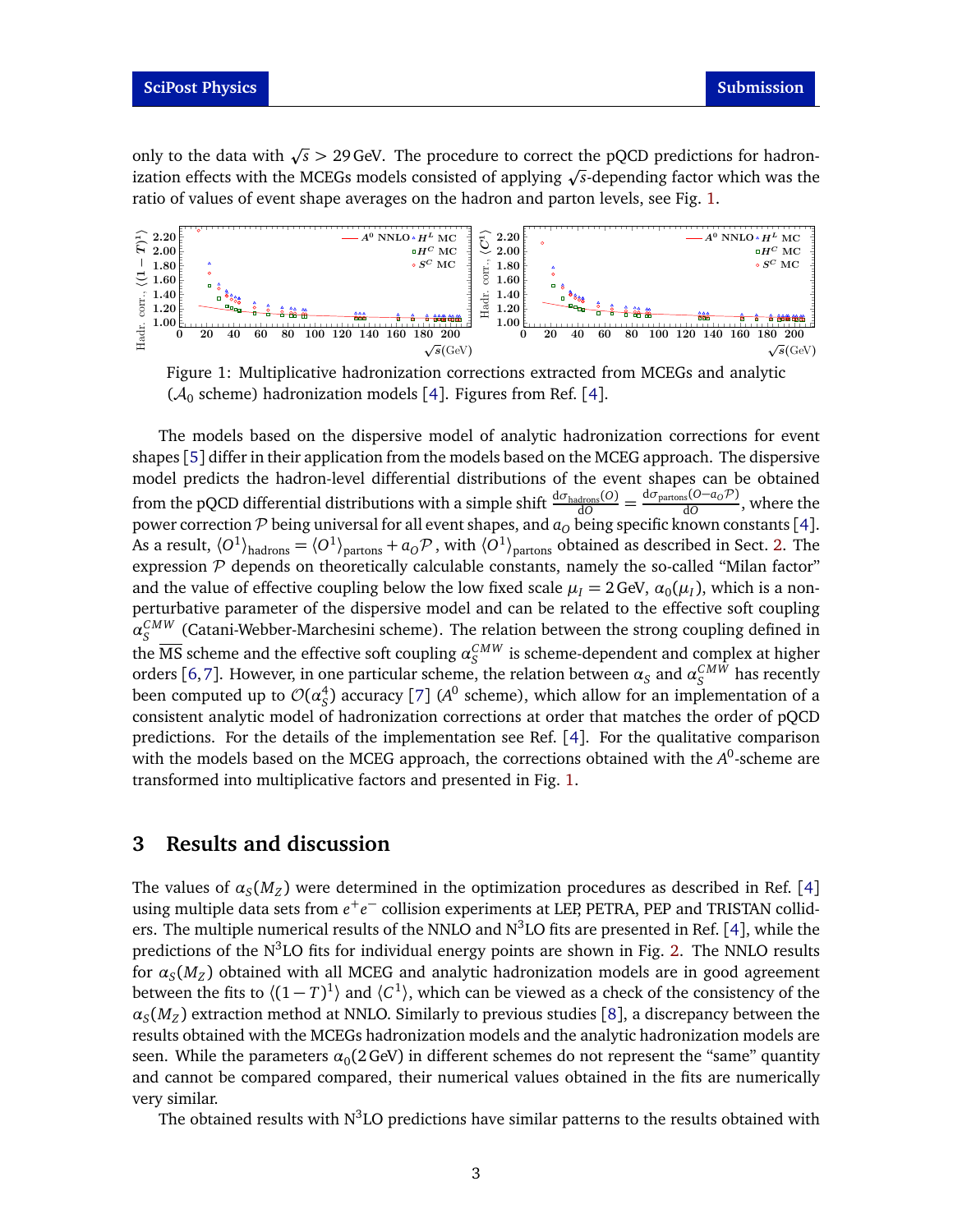only to the data with $\sqrt{s} > 29\,\text{GeV}$. The procedure to correct the pQCD predictions for hadronization effects with the MCEGs models consisted of applying $\sqrt{s}$-depending factor which was the ratio of values of event shape averages on the hadron and parton levels, see Fig. 1.

Figure 1: Multiplicative hadronization corrections extracted from MCEGs and analytic ($\mathcal{A}_0$ scheme) hadronization models [4]. Figures from Ref. [4].

The models based on the dispersive model of analytic hadronization corrections for event shapes [5] differ in their application from the models based on the MCEG approach. The dispersive model predicts the hadron-level differential distributions of the event shapes can be obtained from the pQCD differential distributions with a simple shift $\frac{d\sigma_{\text{hadrons}}(O)}{dO} = \frac{d\sigma_{\text{partons}}(O - a_O \mathcal{P})}{dO}$, where the power correction $\mathcal{P}$ being universal for all event shapes, and $a_O$ being specific known constants [4]. As a result, $\langle O^1 \rangle_{\text{hadrons}} = \langle O^1 \rangle_{\text{partons}} + a_O \mathcal{P}$, with $\langle O^1 \rangle_{\text{partons}}$ obtained as described in Sect. 2. The expression $\mathcal{P}$ depends on theoretically calculable constants, namely the so-called "Milan factor" and the value of effective coupling below the low fixed scale $\mu_I = 2\,\text{GeV}$, $\alpha_0(\mu_I)$, which is a non-perturbative parameter of the dispersive model and can be related to the effective soft coupling $\alpha_S^{CMW}$ (Catani-Webber-Marchesini scheme). The relation between the strong coupling defined in the $\overline{\text{MS}}$ scheme and the effective soft coupling $\alpha_S^{CMW}$ is scheme-dependent and complex at higher orders [6, 7]. However, in one particular scheme, the relation between $\alpha_S$ and $\alpha_S^{CMW}$ has recently been computed up to $\mathcal{O}(\alpha_S^4)$ accuracy [7] ($A^0$ scheme), which allow for an implementation of a consistent analytic model of hadronization corrections at order that matches the order of pQCD predictions. For the details of the implementation see Ref. [4]. For the qualitative comparison with the models based on the MCEG approach, the corrections obtained with the $A^0$-scheme are transformed into multiplicative factors and presented in Fig. 1.

## 3 Results and discussion

The values of $\alpha_S(M_Z)$ were determined in the optimization procedures as described in Ref. [4] using multiple data sets from $e^+e^-$ collision experiments at LEP, PETRA, PEP and TRISTAN colliders. The multiple numerical results of the NNLO and N$^3$LO fits are presented in Ref. [4], while the predictions of the N$^3$LO fits for individual energy points are shown in Fig. 2. The NNLO results for $\alpha_S(M_Z)$ obtained with all MCEG and analytic hadronization models are in good agreement between the fits to $\langle (1-T)^1 \rangle$ and $\langle C^1 \rangle$, which can be viewed as a check of the consistency of the $\alpha_S(M_Z)$ extraction method at NNLO. Similarly to previous studies [8], a discrepancy between the results obtained with the MCEGs hadronization models and the analytic hadronization models are seen. While the parameters $\alpha_0(2\,\text{GeV})$ in different schemes do not represent the "same" quantity and cannot be compared compared, their numerical values obtained in the fits are numerically very similar.

The obtained results with N$^3$LO predictions have similar patterns to the results obtained with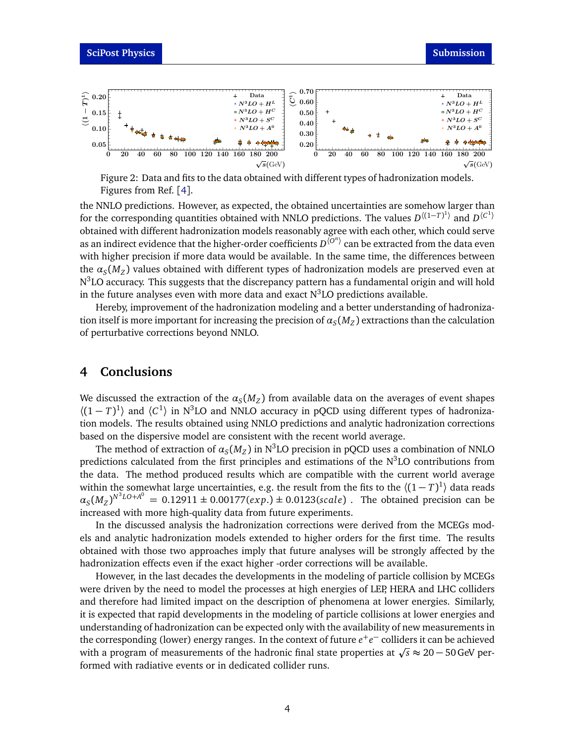Figure 2: Data and fits to the data obtained with different types of hadronization models. Figures from Ref. [4].

the NNLO predictions. However, as expected, the obtained uncertainties are somehow larger than for the corresponding quantities obtained with NNLO predictions. The values $D^{\langle(1-T)^1\rangle}$ and $D^{\langle C^1\rangle}$ obtained with different hadronization models reasonably agree with each other, which could serve as an indirect evidence that the higher-order coefficients $D^{\langle O^n\rangle}$ can be extracted from the data even with higher precision if more data would be available. In the same time, the differences between the $\alpha_S(M_Z)$ values obtained with different types of hadronization models are preserved even at $N^3$LO accuracy. This suggests that the discrepancy pattern has a fundamental origin and will hold in the future analyses even with more data and exact $N^3$LO predictions available.

Hereby, improvement of the hadronization modeling and a better understanding of hadronization itself is more important for increasing the precision of $\alpha_S(M_Z)$ extractions than the calculation of perturbative corrections beyond NNLO.

## 4 Conclusions

We discussed the extraction of the $\alpha_S(M_Z)$ from available data on the averages of event shapes $\langle(1-T)^1\rangle$ and $\langle C^1\rangle$ in $N^3$LO and NNLO accuracy in pQCD using different types of hadronization models. The results obtained using NNLO predictions and analytic hadronization corrections based on the dispersive model are consistent with the recent world average.

The method of extraction of $\alpha_S(M_Z)$ in $N^3$LO precision in pQCD uses a combination of NNLO predictions calculated from the first principles and estimations of the $N^3$LO contributions from the data. The method produced results which are compatible with the current world average within the somewhat large uncertainties, e.g. the result from the fits to the $\langle(1-T)^1\rangle$ data reads $\alpha_S(M_Z)^{N^3LO+A^0} = 0.12911 \pm 0.00177(exp.) \pm 0.0123(scale)$ . The obtained precision can be increased with more high-quality data from future experiments.

In the discussed analysis the hadronization corrections were derived from the MCEGs models and analytic hadronization models extended to higher orders for the first time. The results obtained with those two approaches imply that future analyses will be strongly affected by the hadronization effects even if the exact higher -order corrections will be available.

However, in the last decades the developments in the modeling of particle collision by MCEGs were driven by the need to model the processes at high energies of LEP, HERA and LHC colliders and therefore had limited impact on the description of phenomena at lower energies. Similarly, it is expected that rapid developments in the modeling of particle collisions at lower energies and understanding of hadronization can be expected only with the availability of new measurements in the corresponding (lower) energy ranges. In the context of future $e^+e^-$ colliders it can be achieved with a program of measurements of the hadronic final state properties at $\sqrt{s} \approx 20-50$ GeV performed with radiative events or in dedicated collider runs.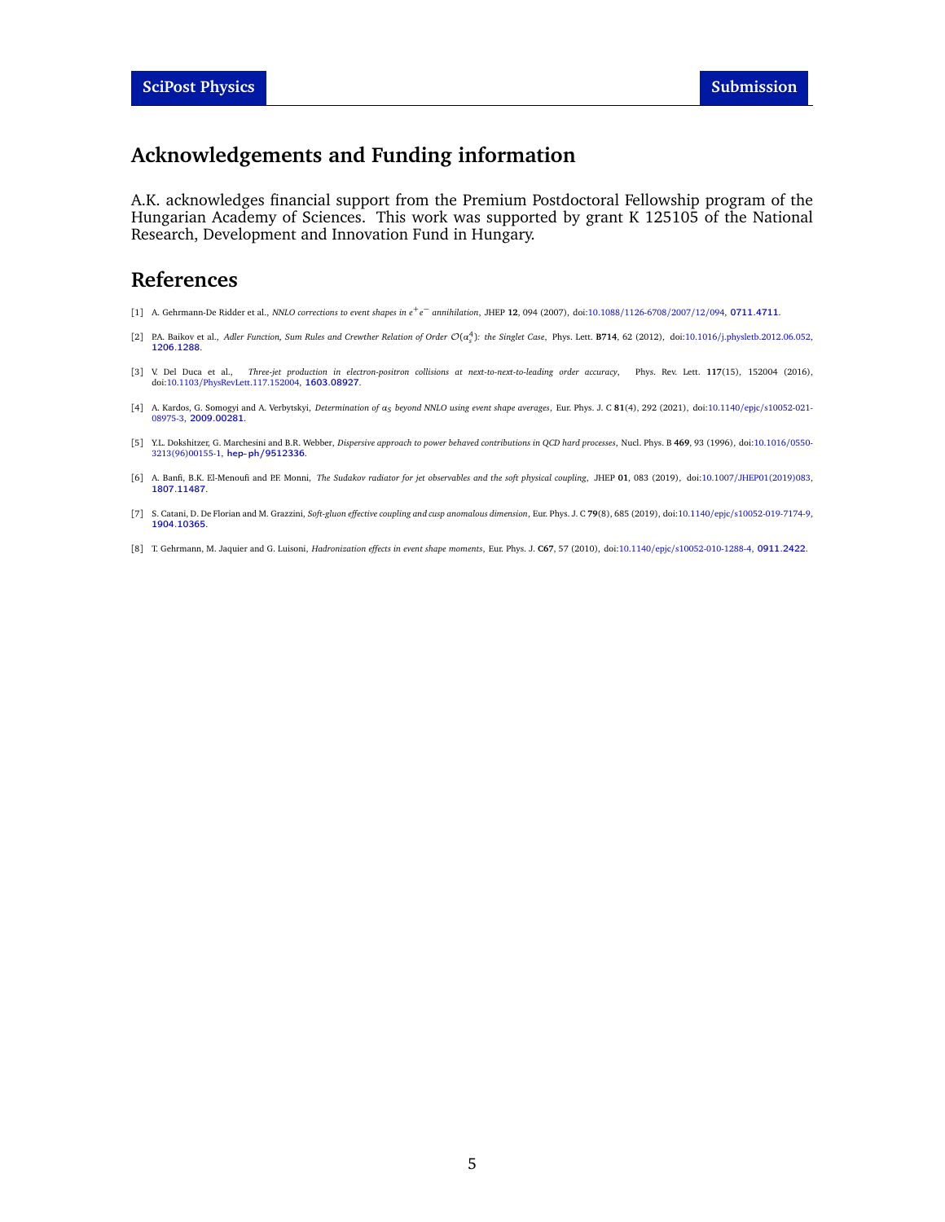## Acknowledgements and Funding information

A.K. acknowledges financial support from the Premium Postdoctoral Fellowship program of the Hungarian Academy of Sciences. This work was supported by grant K 125105 of the National Research, Development and Innovation Fund in Hungary.

## References

[1] A. Gehrmann-De Ridder et al., *NNLO corrections to event shapes in $e^+e^-$ annihilation*, JHEP **12**, 094 (2007), doi:10.1088/1126-6708/2007/12/094, 0711.4711.

[2] P.A. Baikov et al., *Adler Function, Sum Rules and Crewther Relation of Order $\mathcal{O}(\alpha_s^4)$: the Singlet Case*, Phys. Lett. **B714**, 62 (2012), doi:10.1016/j.physletb.2012.06.052, 1206.1288.

[3] V. Del Duca et al., *Three-jet production in electron-positron collisions at next-to-next-to-leading order accuracy*, Phys. Rev. Lett. **117**(15), 152004 (2016), doi:10.1103/PhysRevLett.117.152004, 1603.08927.

[4] A. Kardos, G. Somogyi and A. Verbytskyi, *Determination of $\alpha_S$ beyond NNLO using event shape averages*, Eur. Phys. J. C **81**(4), 292 (2021), doi:10.1140/epjc/s10052-021-08975-3, 2009.00281.

[5] Y.L. Dokshitzer, G. Marchesini and B.R. Webber, *Dispersive approach to power behaved contributions in QCD hard processes*, Nucl. Phys. B **469**, 93 (1996), doi:10.1016/0550-3213(96)00155-1, hep-ph/9512336.

[6] A. Banfi, B.K. El-Menoufi and P.F. Monni, *The Sudakov radiator for jet observables and the soft physical coupling*, JHEP **01**, 083 (2019), doi:10.1007/JHEP01(2019)083, 1807.11487.

[7] S. Catani, D. De Florian and M. Grazzini, *Soft-gluon effective coupling and cusp anomalous dimension*, Eur. Phys. J. C **79**(8), 685 (2019), doi:10.1140/epjc/s10052-019-7174-9, 1904.10365.

[8] T. Gehrmann, M. Jaquier and G. Luisoni, *Hadronization effects in event shape moments*, Eur. Phys. J. **C67**, 57 (2010), doi:10.1140/epjc/s10052-010-1288-4, 0911.2422.